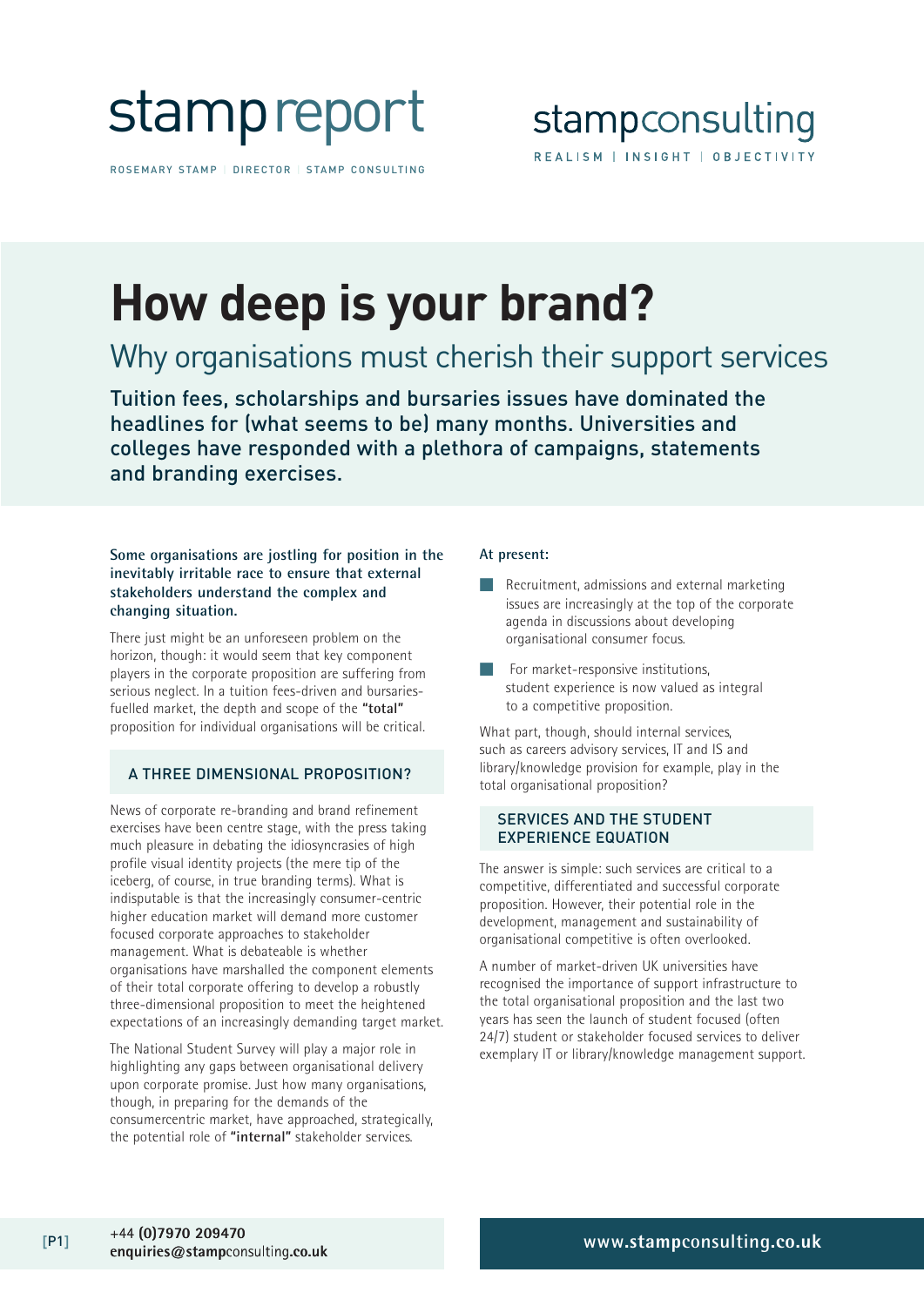stamp report

ROSEMARY STAMP | DIRECTOR | STAMP CONSULTING

stampconsulting

REALISM | INSIGHT | OBJECTIVITY

# How deep is your brand?

## Why organisations must cherish their support services

**Tuition fees, scholarships and bursaries issues have dominated the headlines for (what seems to be) many months. Universities and colleges have responded with a plethora of campaigns, statements and branding exercises.**

**Some organisations are jostling for position in the inevitably irritable race to ensure that external stakeholders understand the complex and changing situation.**

There just might be an unforeseen problem on the horizon, though: it would seem that key component players in the corporate proposition are suffering from serious neglect. In a tuition fees-driven and bursaries-fuelled market, the depth and scope of the **"total"** proposition for individual organisations will be critical.

### A THREE DIMENSIONAL PROPOSITION?

News of corporate re-branding and brand refinement exercises have been centre stage, with the press taking much pleasure in debating the idiosyncrasies of high profile visual identity projects (the mere tip of the iceberg, of course, in true branding terms). What is indisputable is that the increasingly consumer-centric higher education market will demand more customer focused corporate approaches to stakeholder management. What is debateable is whether organisations have marshalled the component elements of their total corporate offering to develop a robustly three-dimensional proposition to meet the heightened expectations of an increasingly demanding target market.

The National Student Survey will play a major role in highlighting any gaps between organisational delivery upon corporate promise. Just how many organisations, though, in preparing for the demands of the consumercentric market, have approached, strategically, the potential role of **"internal"** stakeholder services.

**At present:**

- Recruitment, admissions and external marketing issues are increasingly at the top of the corporate agenda in discussions about developing organisational consumer focus.
- For market-responsive institutions, student experience is now valued as integral to a competitive proposition.

What part, though, should internal services, such as careers advisory services, IT and IS and library/knowledge provision for example, play in the total organisational proposition?

### SERVICES AND THE STUDENT EXPERIENCE EQUATION

The answer is simple: such services are critical to a competitive, differentiated and successful corporate proposition. However, their potential role in the development, management and sustainability of organisational competitive is often overlooked.

A number of market-driven UK universities have recognised the importance of support infrastructure to the total organisational proposition and the last two years has seen the launch of student focused (often 24/7) student or stakeholder focused services to deliver exemplary IT or library/knowledge management support.

+44 **(0)7970 209470**
**enquiries@stamp**consulting**.co.uk**

**www.stamp**consulting**.co.uk**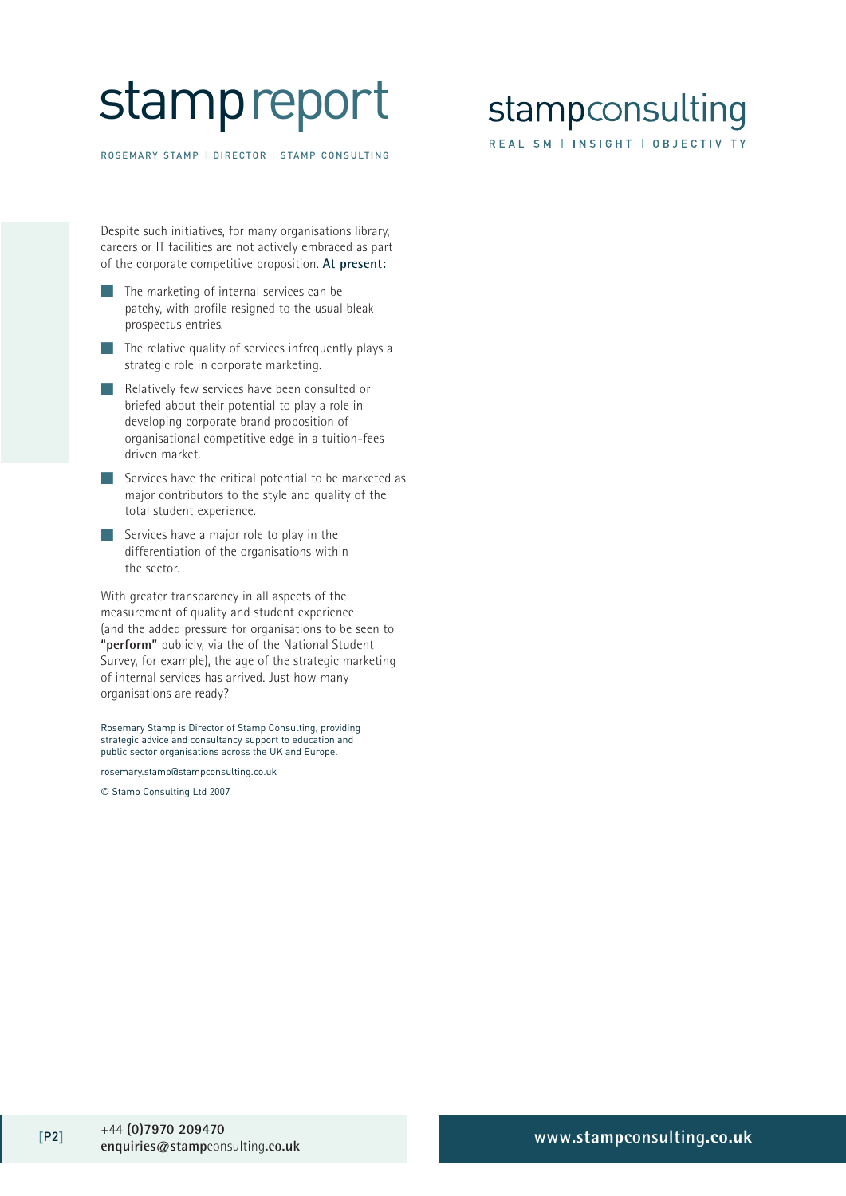Despite such initiatives, for many organisations library, careers or IT facilities are not actively embraced as part of the corporate competitive proposition. **At present:**

- The marketing of internal services can be patchy, with profile resigned to the usual bleak prospectus entries.
- The relative quality of services infrequently plays a strategic role in corporate marketing.
- Relatively few services have been consulted or briefed about their potential to play a role in developing corporate brand proposition of organisational competitive edge in a tuition-fees driven market.
- Services have the critical potential to be marketed as major contributors to the style and quality of the total student experience.
- Services have a major role to play in the differentiation of the organisations within the sector.

With greater transparency in all aspects of the measurement of quality and student experience (and the added pressure for organisations to be seen to **"perform"** publicly, via the of the National Student Survey, for example), the age of the strategic marketing of internal services has arrived. Just how many organisations are ready?

Rosemary Stamp is Director of Stamp Consulting, providing strategic advice and consultancy support to education and public sector organisations across the UK and Europe.

rosemary.stamp@stampconsulting.co.uk

© Stamp Consulting Ltd 2007